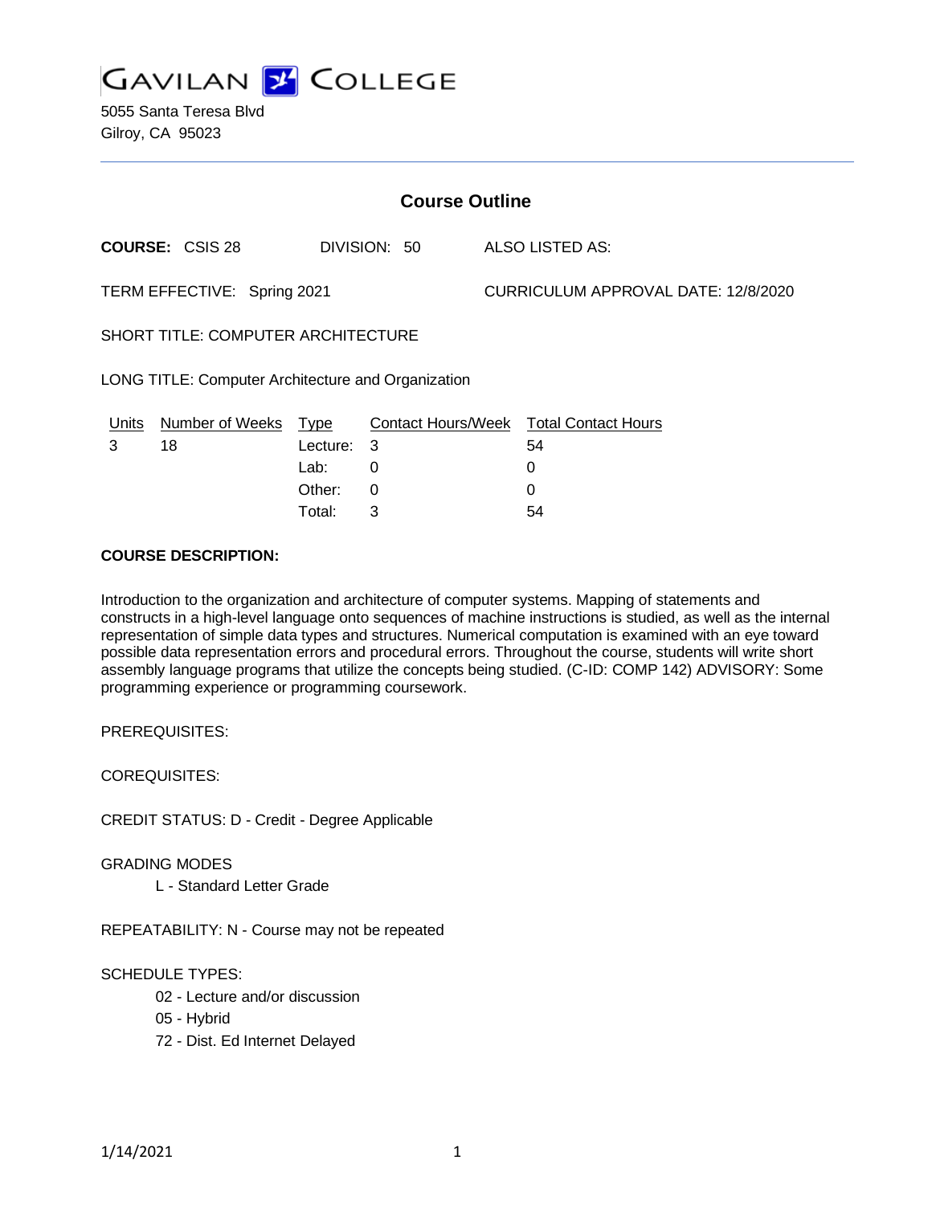# GAVILAN COLLEGE

5055 Santa Teresa Blvd
Gilroy, CA 95023

## Course Outline

**COURSE:** CSIS 28 DIVISION: 50 ALSO LISTED AS:

TERM EFFECTIVE: Spring 2021 CURRICULUM APPROVAL DATE: 12/8/2020

SHORT TITLE: COMPUTER ARCHITECTURE

LONG TITLE: Computer Architecture and Organization

| Units | Number of Weeks | Type | Contact Hours/Week | Total Contact Hours |
|---|---|---|---|---|
| 3 | 18 | Lecture: | 3 | 54 |
| | | Lab: | 0 | 0 |
| | | Other: | 0 | 0 |
| | | Total: | 3 | 54 |

**COURSE DESCRIPTION:**

Introduction to the organization and architecture of computer systems. Mapping of statements and constructs in a high-level language onto sequences of machine instructions is studied, as well as the internal representation of simple data types and structures. Numerical computation is examined with an eye toward possible data representation errors and procedural errors. Throughout the course, students will write short assembly language programs that utilize the concepts being studied. (C-ID: COMP 142) ADVISORY: Some programming experience or programming coursework.

PREREQUISITES:

COREQUISITES:

CREDIT STATUS: D - Credit - Degree Applicable

GRADING MODES

L - Standard Letter Grade

REPEATABILITY: N - Course may not be repeated

SCHEDULE TYPES:

02 - Lecture and/or discussion

05 - Hybrid

72 - Dist. Ed Internet Delayed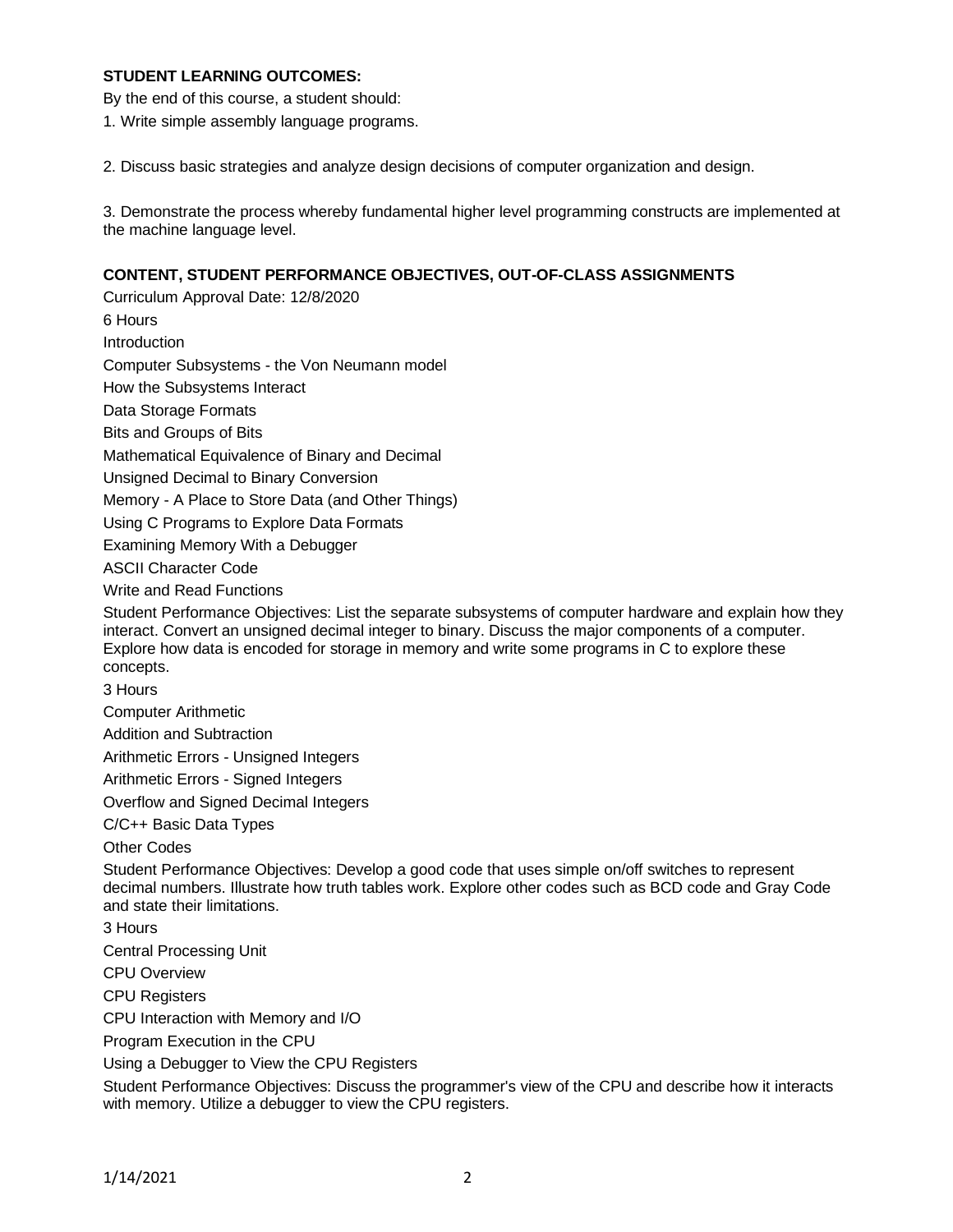**STUDENT LEARNING OUTCOMES:**

By the end of this course, a student should:

1. Write simple assembly language programs.

2. Discuss basic strategies and analyze design decisions of computer organization and design.

3. Demonstrate the process whereby fundamental higher level programming constructs are implemented at the machine language level.

**CONTENT, STUDENT PERFORMANCE OBJECTIVES, OUT-OF-CLASS ASSIGNMENTS**

Curriculum Approval Date: 12/8/2020

6 Hours

Introduction

Computer Subsystems - the Von Neumann model

How the Subsystems Interact

Data Storage Formats

Bits and Groups of Bits

Mathematical Equivalence of Binary and Decimal

Unsigned Decimal to Binary Conversion

Memory - A Place to Store Data (and Other Things)

Using C Programs to Explore Data Formats

Examining Memory With a Debugger

ASCII Character Code

Write and Read Functions

Student Performance Objectives: List the separate subsystems of computer hardware and explain how they interact. Convert an unsigned decimal integer to binary. Discuss the major components of a computer. Explore how data is encoded for storage in memory and write some programs in C to explore these concepts.

3 Hours

Computer Arithmetic

Addition and Subtraction

Arithmetic Errors - Unsigned Integers

Arithmetic Errors - Signed Integers

Overflow and Signed Decimal Integers

C/C++ Basic Data Types

Other Codes

Student Performance Objectives: Develop a good code that uses simple on/off switches to represent decimal numbers. Illustrate how truth tables work. Explore other codes such as BCD code and Gray Code and state their limitations.

3 Hours

Central Processing Unit

CPU Overview

CPU Registers

CPU Interaction with Memory and I/O

Program Execution in the CPU

Using a Debugger to View the CPU Registers

Student Performance Objectives: Discuss the programmer's view of the CPU and describe how it interacts with memory. Utilize a debugger to view the CPU registers.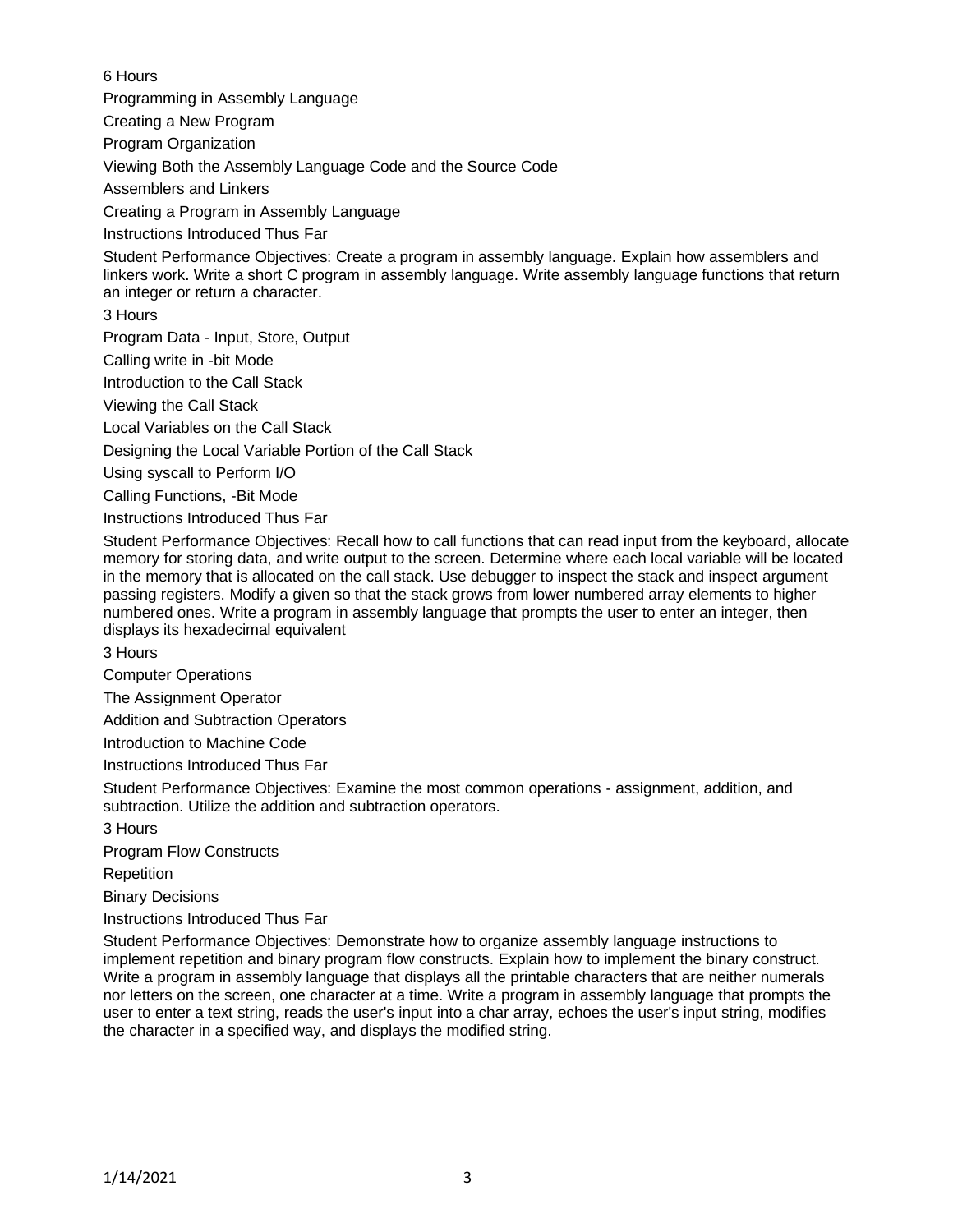6 Hours

Programming in Assembly Language

Creating a New Program

Program Organization

Viewing Both the Assembly Language Code and the Source Code

Assemblers and Linkers

Creating a Program in Assembly Language

Instructions Introduced Thus Far

Student Performance Objectives: Create a program in assembly language. Explain how assemblers and linkers work. Write a short C program in assembly language. Write assembly language functions that return an integer or return a character.

3 Hours

Program Data - Input, Store, Output

Calling write in -bit Mode

Introduction to the Call Stack

Viewing the Call Stack

Local Variables on the Call Stack

Designing the Local Variable Portion of the Call Stack

Using syscall to Perform I/O

Calling Functions, -Bit Mode

Instructions Introduced Thus Far

Student Performance Objectives: Recall how to call functions that can read input from the keyboard, allocate memory for storing data, and write output to the screen. Determine where each local variable will be located in the memory that is allocated on the call stack. Use debugger to inspect the stack and inspect argument passing registers. Modify a given so that the stack grows from lower numbered array elements to higher numbered ones. Write a program in assembly language that prompts the user to enter an integer, then displays its hexadecimal equivalent

3 Hours

Computer Operations

The Assignment Operator

Addition and Subtraction Operators

Introduction to Machine Code

Instructions Introduced Thus Far

Student Performance Objectives: Examine the most common operations - assignment, addition, and subtraction. Utilize the addition and subtraction operators.

3 Hours

Program Flow Constructs

Repetition

Binary Decisions

Instructions Introduced Thus Far

Student Performance Objectives: Demonstrate how to organize assembly language instructions to implement repetition and binary program flow constructs. Explain how to implement the binary construct. Write a program in assembly language that displays all the printable characters that are neither numerals nor letters on the screen, one character at a time. Write a program in assembly language that prompts the user to enter a text string, reads the user's input into a char array, echoes the user's input string, modifies the character in a specified way, and displays the modified string.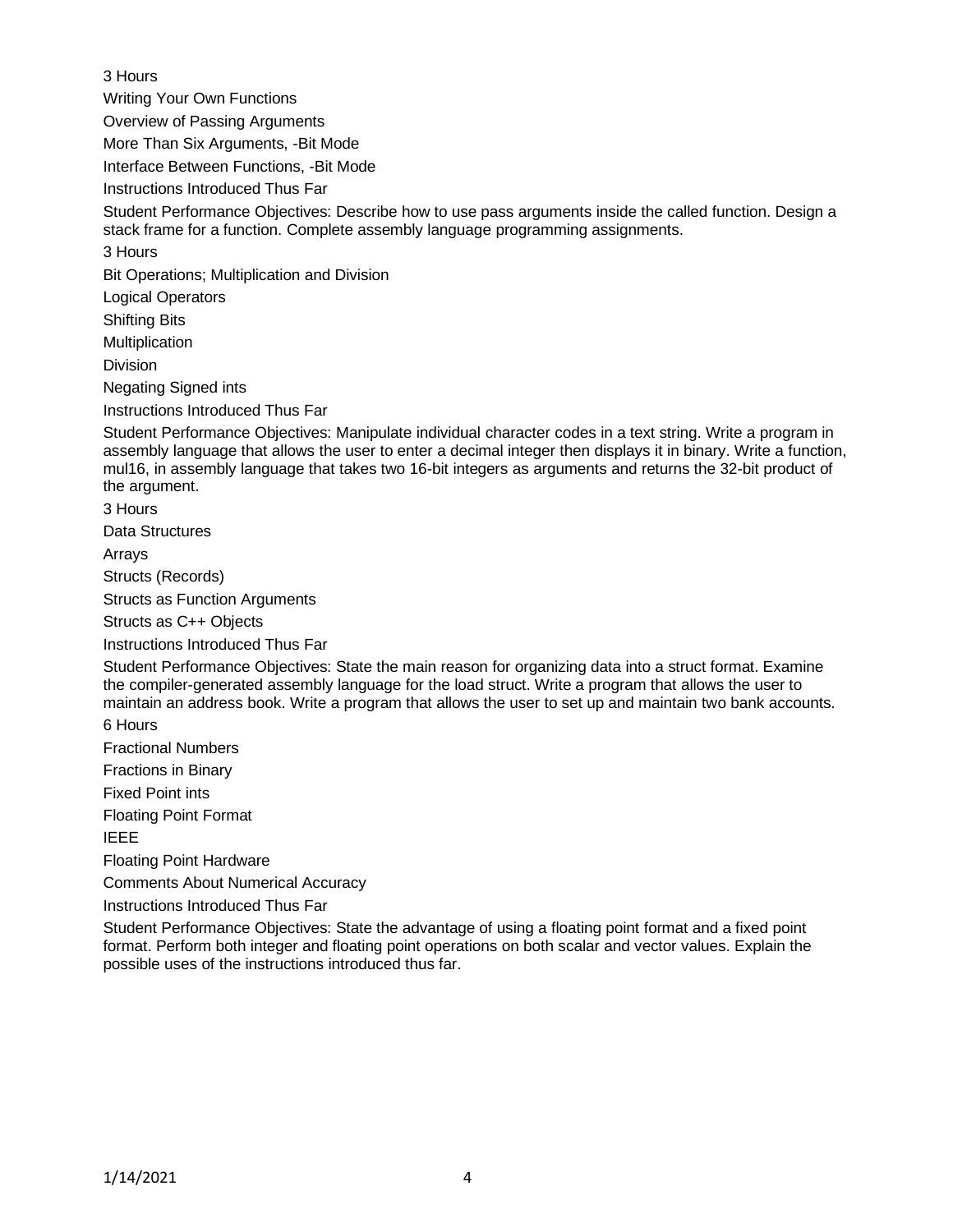3 Hours

Writing Your Own Functions

Overview of Passing Arguments

More Than Six Arguments, -Bit Mode

Interface Between Functions, -Bit Mode

Instructions Introduced Thus Far

Student Performance Objectives: Describe how to use pass arguments inside the called function. Design a stack frame for a function. Complete assembly language programming assignments.

3 Hours

Bit Operations; Multiplication and Division

Logical Operators

Shifting Bits

Multiplication

Division

Negating Signed ints

Instructions Introduced Thus Far

Student Performance Objectives: Manipulate individual character codes in a text string. Write a program in assembly language that allows the user to enter a decimal integer then displays it in binary. Write a function, mul16, in assembly language that takes two 16-bit integers as arguments and returns the 32-bit product of the argument.

3 Hours

Data Structures

Arrays

Structs (Records)

Structs as Function Arguments

Structs as C++ Objects

Instructions Introduced Thus Far

Student Performance Objectives: State the main reason for organizing data into a struct format. Examine the compiler-generated assembly language for the load struct. Write a program that allows the user to maintain an address book. Write a program that allows the user to set up and maintain two bank accounts.

6 Hours

Fractional Numbers

Fractions in Binary

Fixed Point ints

Floating Point Format

IEEE

Floating Point Hardware

Comments About Numerical Accuracy

Instructions Introduced Thus Far

Student Performance Objectives: State the advantage of using a floating point format and a fixed point format. Perform both integer and floating point operations on both scalar and vector values. Explain the possible uses of the instructions introduced thus far.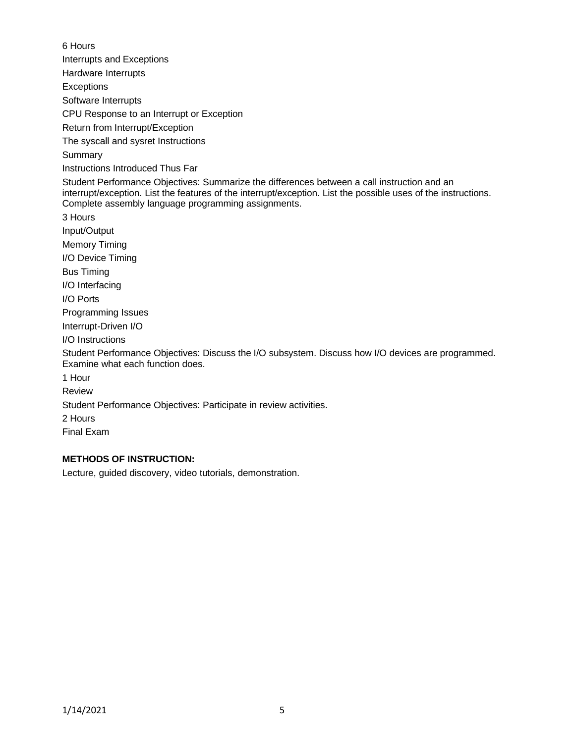6 Hours

Interrupts and Exceptions

Hardware Interrupts

Exceptions

Software Interrupts

CPU Response to an Interrupt or Exception

Return from Interrupt/Exception

The syscall and sysret Instructions

Summary

Instructions Introduced Thus Far

Student Performance Objectives: Summarize the differences between a call instruction and an interrupt/exception. List the features of the interrupt/exception. List the possible uses of the instructions. Complete assembly language programming assignments.

3 Hours

Input/Output

Memory Timing

I/O Device Timing

Bus Timing

I/O Interfacing

I/O Ports

Programming Issues

Interrupt-Driven I/O

I/O Instructions

Student Performance Objectives: Discuss the I/O subsystem. Discuss how I/O devices are programmed. Examine what each function does.

1 Hour

Review

Student Performance Objectives: Participate in review activities.

2 Hours

Final Exam

**METHODS OF INSTRUCTION:**

Lecture, guided discovery, video tutorials, demonstration.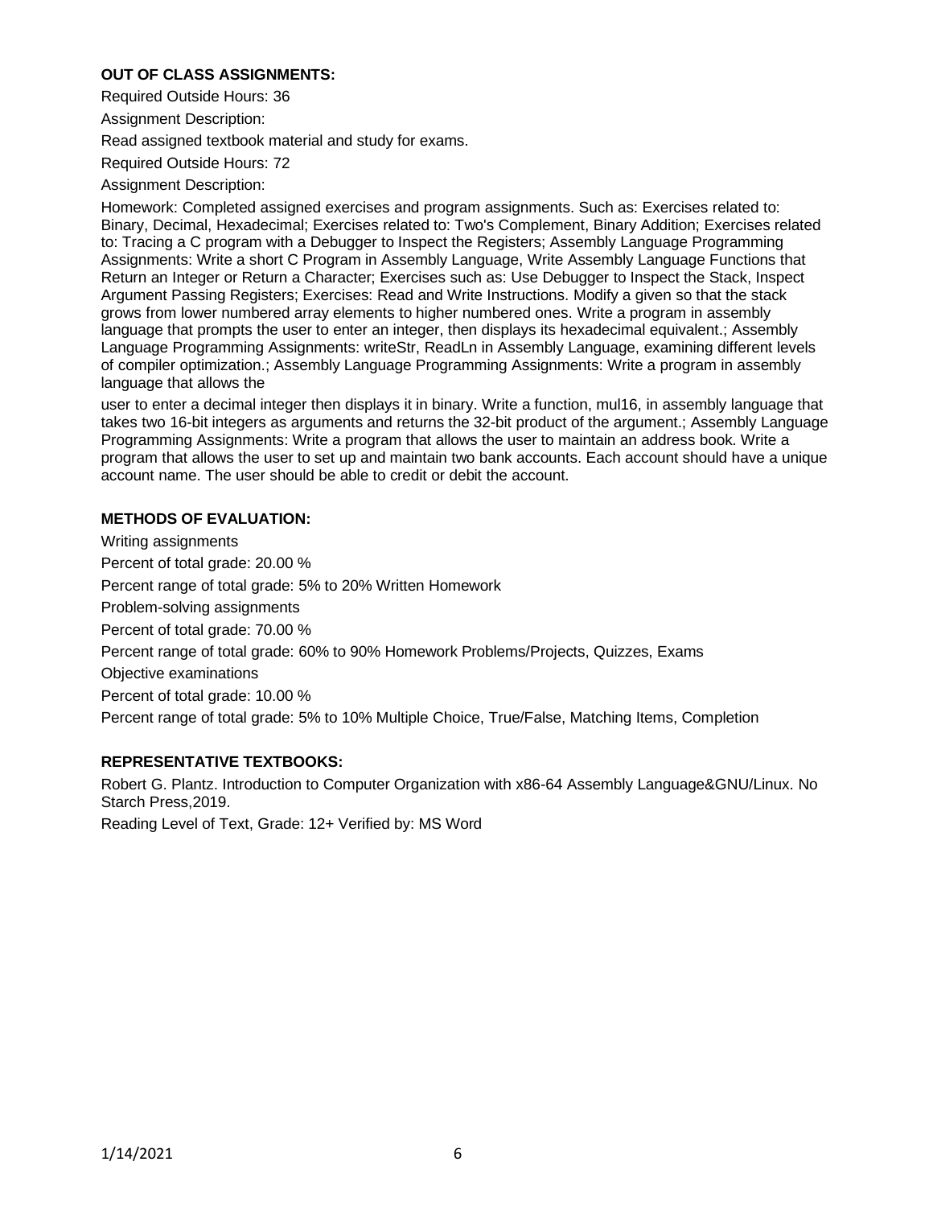**OUT OF CLASS ASSIGNMENTS:**

Required Outside Hours: 36

Assignment Description:

Read assigned textbook material and study for exams.

Required Outside Hours: 72

Assignment Description:

Homework: Completed assigned exercises and program assignments. Such as: Exercises related to: Binary, Decimal, Hexadecimal; Exercises related to: Two's Complement, Binary Addition; Exercises related to: Tracing a C program with a Debugger to Inspect the Registers; Assembly Language Programming Assignments: Write a short C Program in Assembly Language, Write Assembly Language Functions that Return an Integer or Return a Character; Exercises such as: Use Debugger to Inspect the Stack, Inspect Argument Passing Registers; Exercises: Read and Write Instructions. Modify a given so that the stack grows from lower numbered array elements to higher numbered ones. Write a program in assembly language that prompts the user to enter an integer, then displays its hexadecimal equivalent.; Assembly Language Programming Assignments: writeStr, ReadLn in Assembly Language, examining different levels of compiler optimization.; Assembly Language Programming Assignments: Write a program in assembly language that allows the

user to enter a decimal integer then displays it in binary. Write a function, mul16, in assembly language that takes two 16-bit integers as arguments and returns the 32-bit product of the argument.; Assembly Language Programming Assignments: Write a program that allows the user to maintain an address book. Write a program that allows the user to set up and maintain two bank accounts. Each account should have a unique account name. The user should be able to credit or debit the account.

**METHODS OF EVALUATION:**

Writing assignments

Percent of total grade: 20.00 %

Percent range of total grade: 5% to 20% Written Homework

Problem-solving assignments

Percent of total grade: 70.00 %

Percent range of total grade: 60% to 90% Homework Problems/Projects, Quizzes, Exams

Objective examinations

Percent of total grade: 10.00 %

Percent range of total grade: 5% to 10% Multiple Choice, True/False, Matching Items, Completion

**REPRESENTATIVE TEXTBOOKS:**

Robert G. Plantz. Introduction to Computer Organization with x86-64 Assembly Language&GNU/Linux. No Starch Press,2019.

Reading Level of Text, Grade: 12+ Verified by: MS Word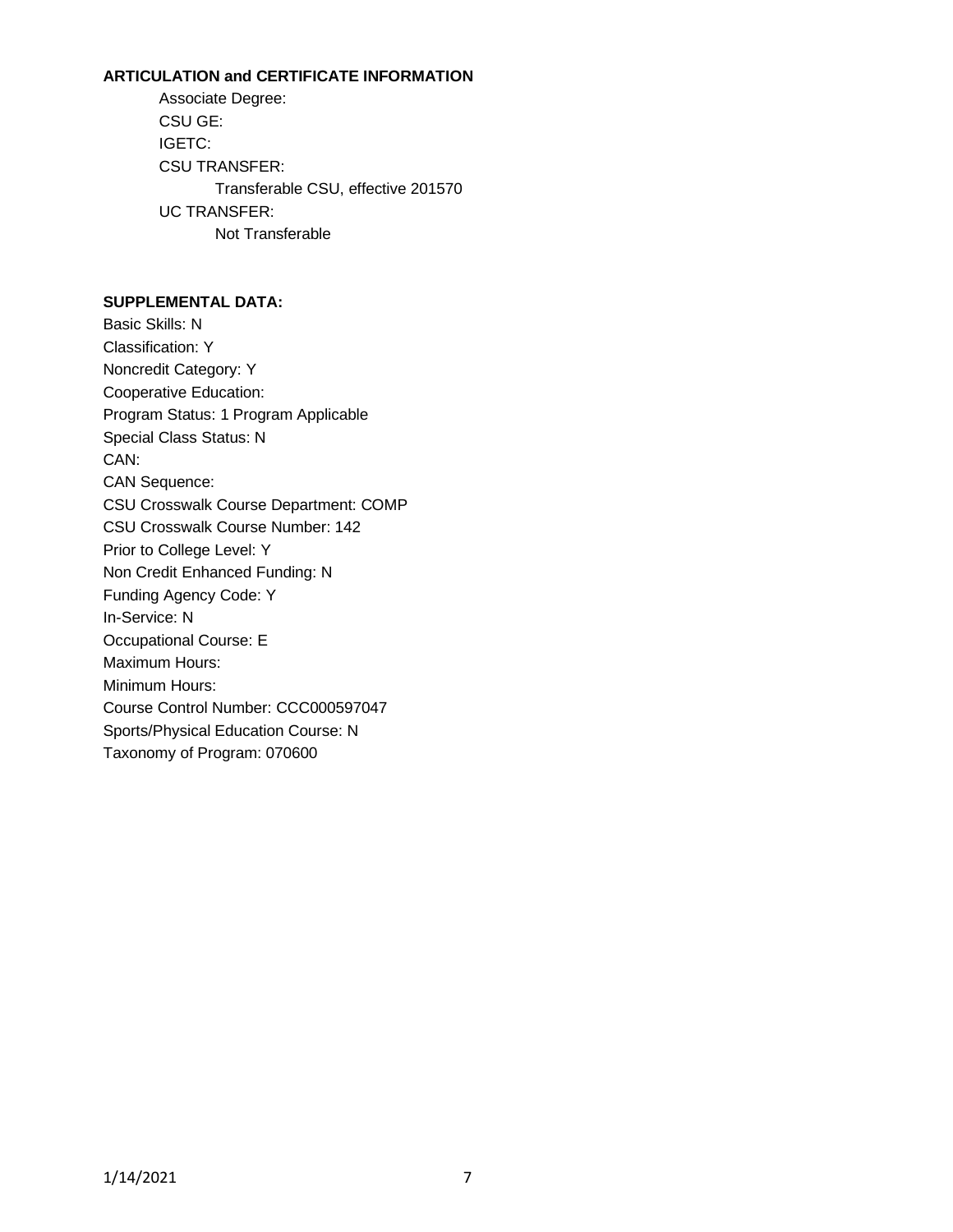**ARTICULATION and CERTIFICATE INFORMATION**

Associate Degree:

CSU GE:

IGETC:

CSU TRANSFER:

Transferable CSU, effective 201570

UC TRANSFER:

Not Transferable

**SUPPLEMENTAL DATA:**

Basic Skills: N

Classification: Y

Noncredit Category: Y

Cooperative Education:

Program Status: 1 Program Applicable

Special Class Status: N

CAN:

CAN Sequence:

CSU Crosswalk Course Department: COMP

CSU Crosswalk Course Number: 142

Prior to College Level: Y

Non Credit Enhanced Funding: N

Funding Agency Code: Y

In-Service: N

Occupational Course: E

Maximum Hours:

Minimum Hours:

Course Control Number: CCC000597047

Sports/Physical Education Course: N

Taxonomy of Program: 070600